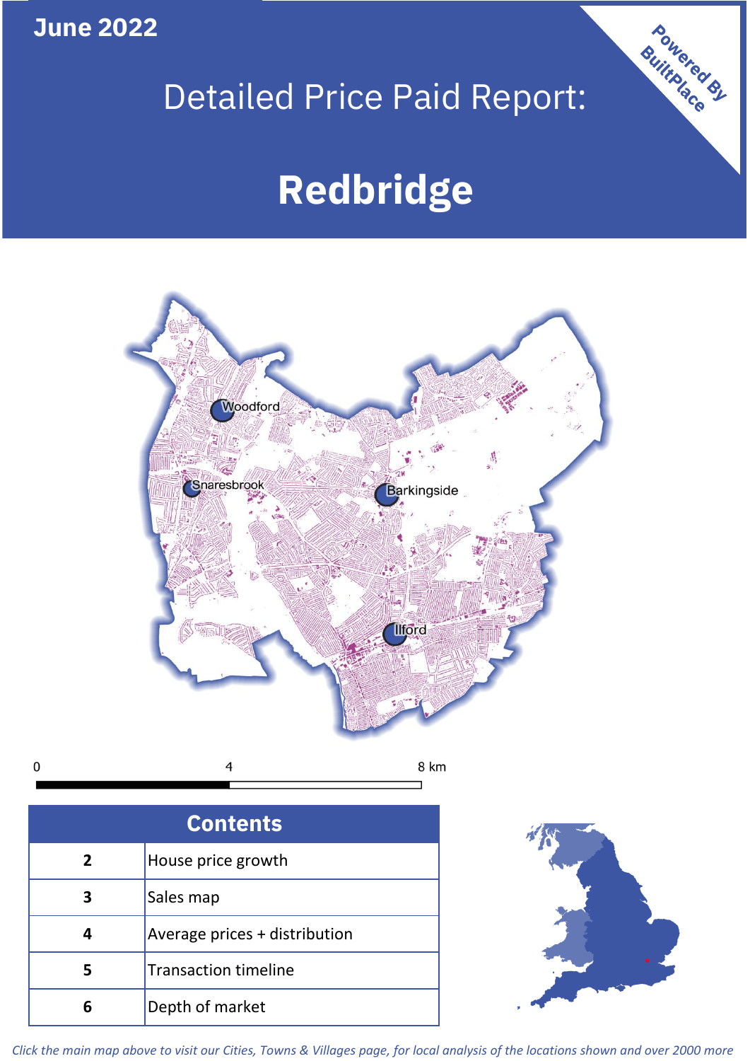June 2022

# Detailed Price Paid Report:

# Redbridge

Powered By BuiltPlace

Woodford

Snaresbrook

Barkingside

Ilford

0 4 8 km

| Contents | |
|---|---|
| 2 | House price growth |
| 3 | Sales map |
| 4 | Average prices + distribution |
| 5 | Transaction timeline |
| 6 | Depth of market |

*Click the main map above to visit our Cities, Towns & Villages page, for local analysis of the locations shown and over 2000 more*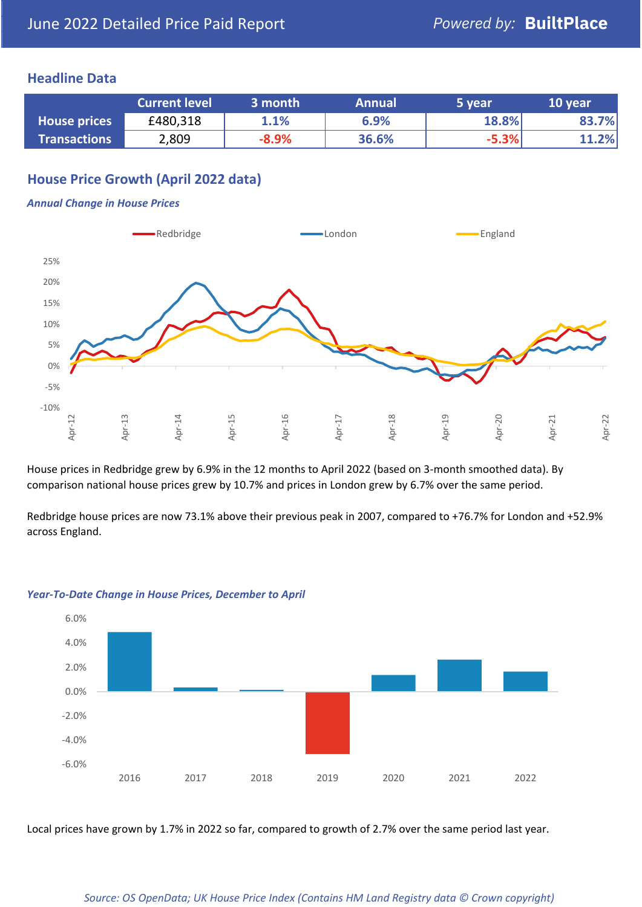# June 2022 Detailed Price Paid Report

Powered by: **BuiltPlace**

## Headline Data

| | Current level | 3 month | Annual | 5 year | 10 year |
|---|---|---|---|---|---|
| **House prices** | £480,318 | 1.1% | 6.9% | 18.8% | 83.7% |
| **Transactions** | 2,809 | -8.9% | 36.6% | -5.3% | 11.2% |

## House Price Growth (April 2022 data)

***Annual Change in House Prices***

House prices in Redbridge grew by 6.9% in the 12 months to April 2022 (based on 3-month smoothed data). By comparison national house prices grew by 10.7% and prices in London grew by 6.7% over the same period.

Redbridge house prices are now 73.1% above their previous peak in 2007, compared to +76.7% for London and +52.9% across England.

***Year-To-Date Change in House Prices, December to April***

Local prices have grown by 1.7% in 2022 so far, compared to growth of 2.7% over the same period last year.

*Source: OS OpenData; UK House Price Index (Contains HM Land Registry data © Crown copyright)*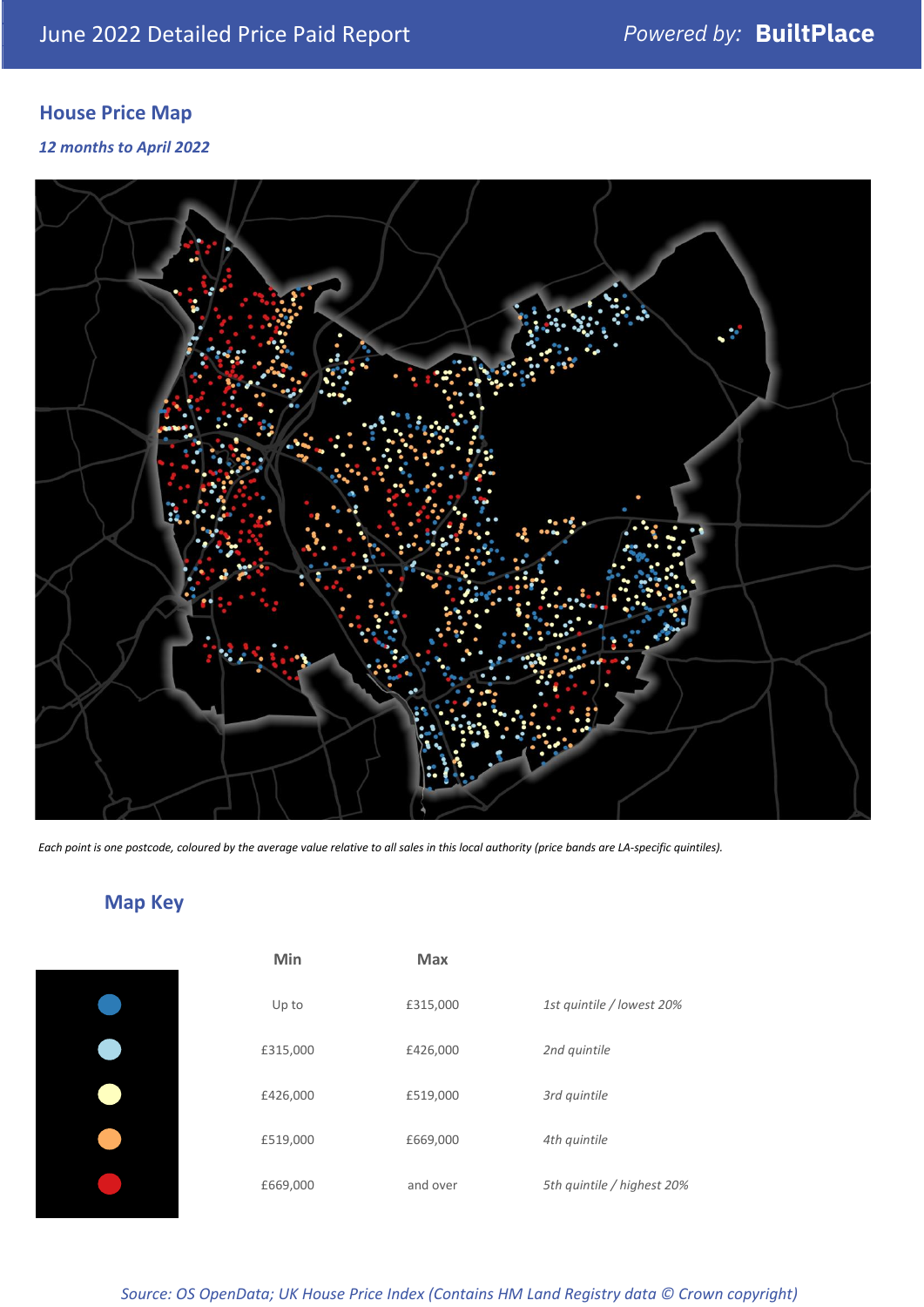June 2022 Detailed Price Paid Report

Powered by: **BuiltPlace**

## House Price Map

*12 months to April 2022*

*Each point is one postcode, coloured by the average value relative to all sales in this local authority (price bands are LA-specific quintiles).*

## Map Key

| | Min | Max | |
|---|---|---|---|
| (dark blue) | Up to | £315,000 | *1st quintile / lowest 20%* |
| (light blue) | £315,000 | £426,000 | *2nd quintile* |
| (pale yellow) | £426,000 | £519,000 | *3rd quintile* |
| (orange) | £519,000 | £669,000 | *4th quintile* |
| (red) | £669,000 | and over | *5th quintile / highest 20%* |

*Source: OS OpenData; UK House Price Index (Contains HM Land Registry data © Crown copyright)*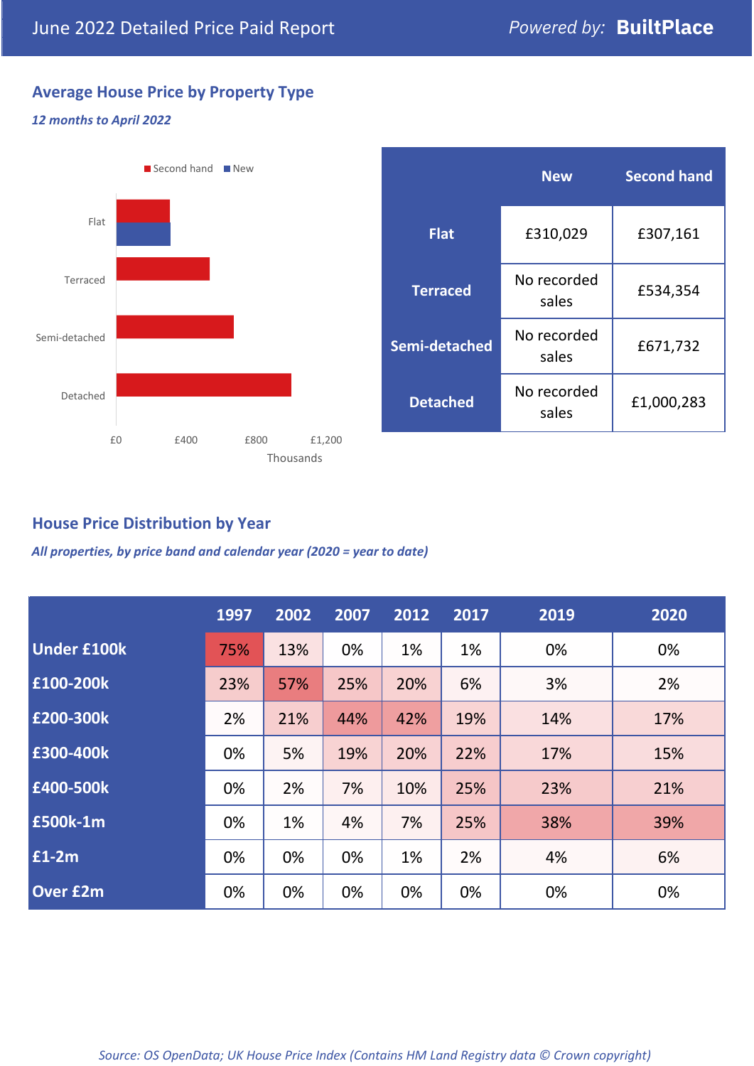June 2022 Detailed Price Paid Report

## Average House Price by Property Type

*12 months to April 2022*

Second hand | New

Flat, Terraced, Semi-detached, Detached

£0 £400 £800 £1,200

Thousands

| | New | Second hand |
|---|---|---|
| **Flat** | £310,029 | £307,161 |
| **Terraced** | No recorded sales | £534,354 |
| **Semi-detached** | No recorded sales | £671,732 |
| **Detached** | No recorded sales | £1,000,283 |

## House Price Distribution by Year

*All properties, by price band and calendar year (2020 = year to date)*

| | 1997 | 2002 | 2007 | 2012 | 2017 | 2019 | 2020 |
|---|---|---|---|---|---|---|---|
| **Under £100k** | 75% | 13% | 0% | 1% | 1% | 0% | 0% |
| **£100-200k** | 23% | 57% | 25% | 20% | 6% | 3% | 2% |
| **£200-300k** | 2% | 21% | 44% | 42% | 19% | 14% | 17% |
| **£300-400k** | 0% | 5% | 19% | 20% | 22% | 17% | 15% |
| **£400-500k** | 0% | 2% | 7% | 10% | 25% | 23% | 21% |
| **£500k-1m** | 0% | 1% | 4% | 7% | 25% | 38% | 39% |
| **£1-2m** | 0% | 0% | 0% | 1% | 2% | 4% | 6% |
| **Over £2m** | 0% | 0% | 0% | 0% | 0% | 0% | 0% |

*Source: OS OpenData; UK House Price Index (Contains HM Land Registry data © Crown copyright)*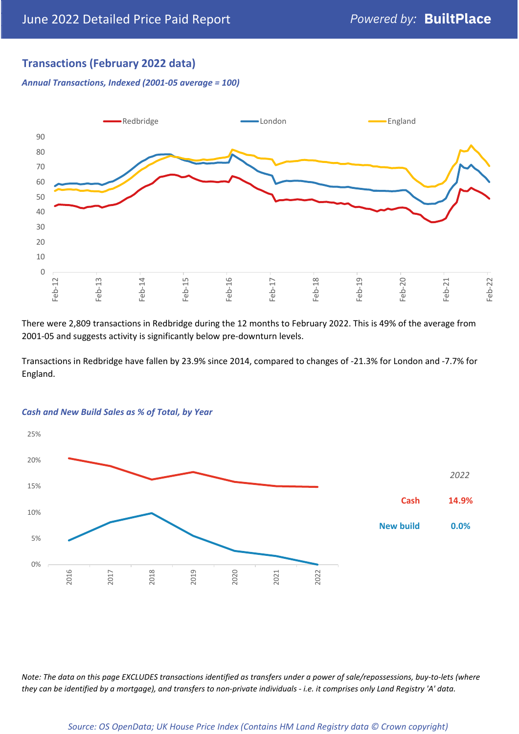## Transactions (February 2022 data)

*Annual Transactions, Indexed (2001-05 average = 100)*

There were 2,809 transactions in Redbridge during the 12 months to February 2022. This is 49% of the average from 2001-05 and suggests activity is significantly below pre-downturn levels.

Transactions in Redbridge have fallen by 23.9% since 2014, compared to changes of -21.3% for London and -7.7% for England.

*Cash and New Build Sales as % of Total, by Year*

| | 2022 |
|---|---|
| Cash | 14.9% |
| New build | 0.0% |

*Note: The data on this page EXCLUDES transactions identified as transfers under a power of sale/repossessions, buy-to-lets (where they can be identified by a mortgage), and transfers to non-private individuals - i.e. it comprises only Land Registry 'A' data.*

*Source: OS OpenData; UK House Price Index (Contains HM Land Registry data © Crown copyright)*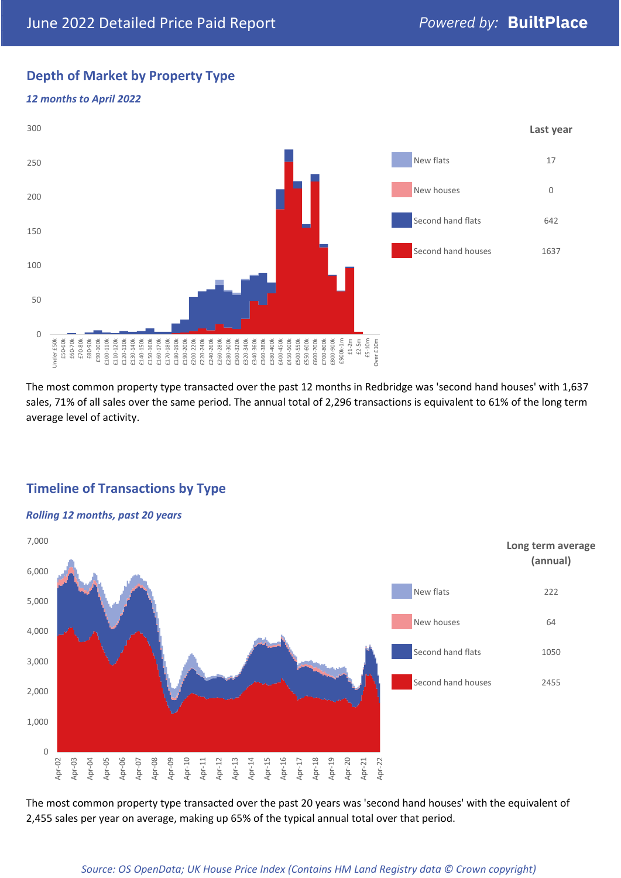June 2022 Detailed Price Paid Report

Powered by: **BuiltPlace**

## Depth of Market by Property Type

*12 months to April 2022*

300
250
200
150
100
50
0

Under £50k, £50-60k, £60-70k, £70-80k, £80-90k, £90-100k, £100-110k, £110-120k, £120-130k, £130-140k, £140-150k, £150-160k, £160-170k, £170-180k, £180-190k, £190-200k, £200-220k, £220-240k, £240-260k, £260-280k, £280-300k, £300-320k, £320-340k, £340-360k, £360-380k, £380-400k, £400-450k, £450-500k, £500-550k, £550-600k, £600-700k, £700-800k, £800-900k, £900k-1m, £1-2m, £2-5m, £5-10m, Over £10m

**Last year**

New flats 17
New houses 0
Second hand flats 642
Second hand houses 1637

The most common property type transacted over the past 12 months in Redbridge was 'second hand houses' with 1,637 sales, 71% of all sales over the same period. The annual total of 2,296 transactions is equivalent to 61% of the long term average level of activity.

## Timeline of Transactions by Type

*Rolling 12 months, past 20 years*

7,000
6,000
5,000
4,000
3,000
2,000
1,000
0

Apr-02, Apr-03, Apr-04, Apr-05, Apr-06, Apr-07, Apr-08, Apr-09, Apr-10, Apr-11, Apr-12, Apr-13, Apr-14, Apr-15, Apr-16, Apr-17, Apr-18, Apr-19, Apr-20, Apr-21, Apr-22

**Long term average (annual)**

New flats 222
New houses 64
Second hand flats 1050
Second hand houses 2455

The most common property type transacted over the past 20 years was 'second hand houses' with the equivalent of 2,455 sales per year on average, making up 65% of the typical annual total over that period.

*Source: OS OpenData; UK House Price Index (Contains HM Land Registry data © Crown copyright)*